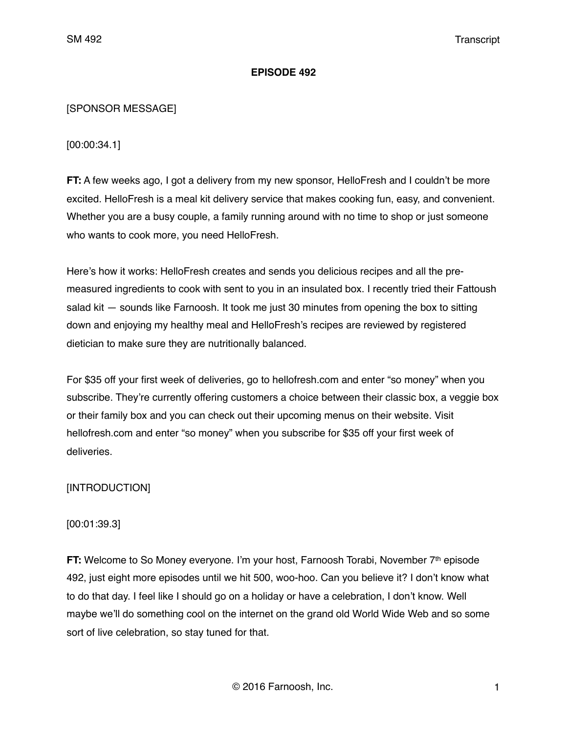# EPISODE 492

[SPONSOR MESSAGE]

[00:00:34.1]

**FT:** A few weeks ago, I got a delivery from my new sponsor, HelloFresh and I couldn't be more excited. HelloFresh is a meal kit delivery service that makes cooking fun, easy, and convenient. Whether you are a busy couple, a family running around with no time to shop or just someone who wants to cook more, you need HelloFresh.

Here's how it works: HelloFresh creates and sends you delicious recipes and all the pre-measured ingredients to cook with sent to you in an insulated box. I recently tried their Fattoush salad kit — sounds like Farnoosh. It took me just 30 minutes from opening the box to sitting down and enjoying my healthy meal and HelloFresh's recipes are reviewed by registered dietician to make sure they are nutritionally balanced.

For $35 off your first week of deliveries, go to hellofresh.com and enter "so money" when you subscribe. They're currently offering customers a choice between their classic box, a veggie box or their family box and you can check out their upcoming menus on their website. Visit hellofresh.com and enter "so money" when you subscribe for $35 off your first week of deliveries.

[INTRODUCTION]

[00:01:39.3]

**FT:** Welcome to So Money everyone. I'm your host, Farnoosh Torabi, November 7th episode 492, just eight more episodes until we hit 500, woo-hoo. Can you believe it? I don't know what to do that day. I feel like I should go on a holiday or have a celebration, I don't know. Well maybe we'll do something cool on the internet on the grand old World Wide Web and so some sort of live celebration, so stay tuned for that.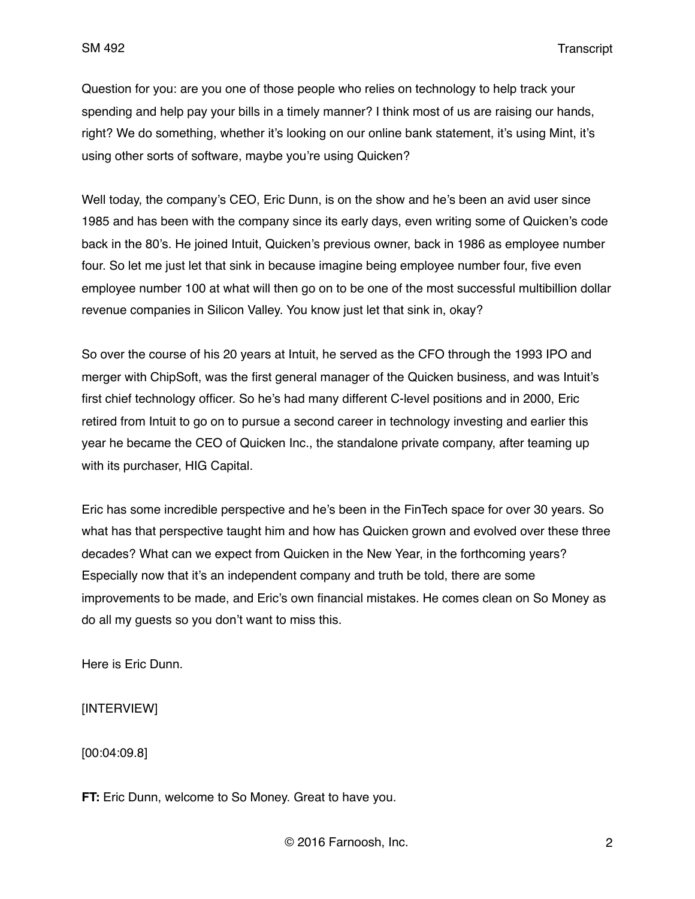Question for you: are you one of those people who relies on technology to help track your spending and help pay your bills in a timely manner? I think most of us are raising our hands, right? We do something, whether it's looking on our online bank statement, it's using Mint, it's using other sorts of software, maybe you're using Quicken?

Well today, the company's CEO, Eric Dunn, is on the show and he's been an avid user since 1985 and has been with the company since its early days, even writing some of Quicken's code back in the 80's. He joined Intuit, Quicken's previous owner, back in 1986 as employee number four. So let me just let that sink in because imagine being employee number four, five even employee number 100 at what will then go on to be one of the most successful multibillion dollar revenue companies in Silicon Valley. You know just let that sink in, okay?

So over the course of his 20 years at Intuit, he served as the CFO through the 1993 IPO and merger with ChipSoft, was the first general manager of the Quicken business, and was Intuit's first chief technology officer. So he's had many different C-level positions and in 2000, Eric retired from Intuit to go on to pursue a second career in technology investing and earlier this year he became the CEO of Quicken Inc., the standalone private company, after teaming up with its purchaser, HIG Capital.

Eric has some incredible perspective and he's been in the FinTech space for over 30 years. So what has that perspective taught him and how has Quicken grown and evolved over these three decades? What can we expect from Quicken in the New Year, in the forthcoming years? Especially now that it's an independent company and truth be told, there are some improvements to be made, and Eric's own financial mistakes. He comes clean on So Money as do all my guests so you don't want to miss this.

Here is Eric Dunn.

[INTERVIEW]

[00:04:09.8]

**FT:** Eric Dunn, welcome to So Money. Great to have you.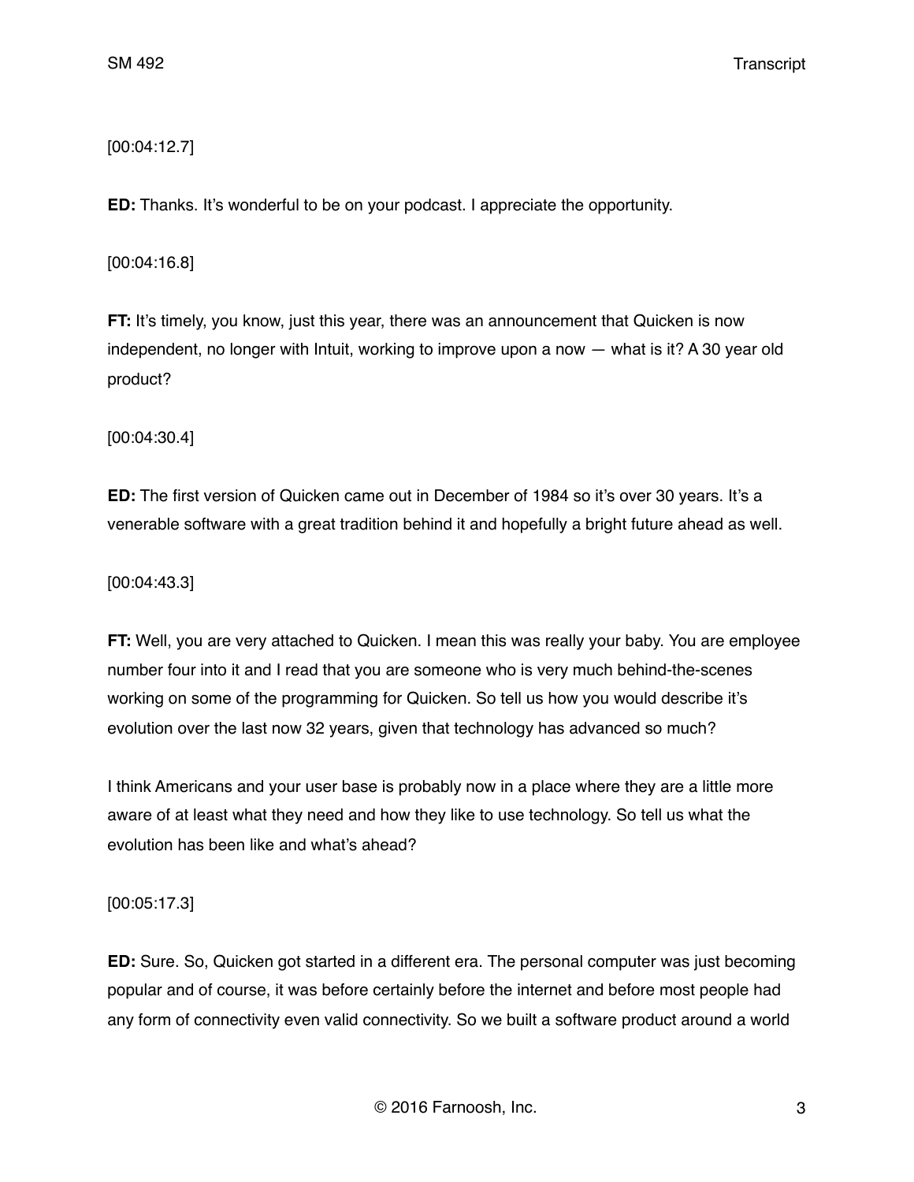[00:04:12.7]

**ED:** Thanks. It's wonderful to be on your podcast. I appreciate the opportunity.

[00:04:16.8]

**FT:** It's timely, you know, just this year, there was an announcement that Quicken is now independent, no longer with Intuit, working to improve upon a now — what is it? A 30 year old product?

[00:04:30.4]

**ED:** The first version of Quicken came out in December of 1984 so it's over 30 years. It's a venerable software with a great tradition behind it and hopefully a bright future ahead as well.

[00:04:43.3]

**FT:** Well, you are very attached to Quicken. I mean this was really your baby. You are employee number four into it and I read that you are someone who is very much behind-the-scenes working on some of the programming for Quicken. So tell us how you would describe it's evolution over the last now 32 years, given that technology has advanced so much?

I think Americans and your user base is probably now in a place where they are a little more aware of at least what they need and how they like to use technology. So tell us what the evolution has been like and what's ahead?

[00:05:17.3]

**ED:** Sure. So, Quicken got started in a different era. The personal computer was just becoming popular and of course, it was before certainly before the internet and before most people had any form of connectivity even valid connectivity. So we built a software product around a world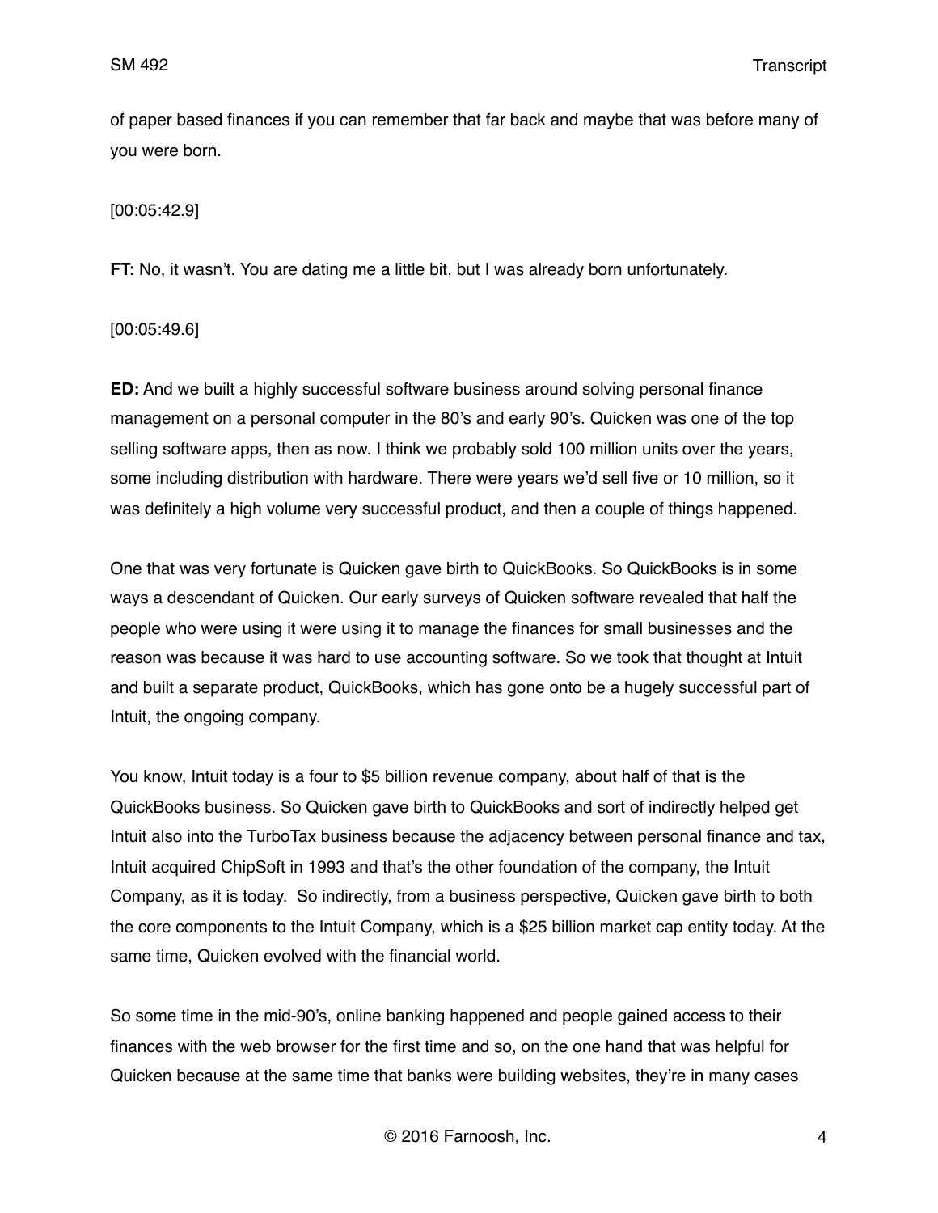of paper based finances if you can remember that far back and maybe that was before many of you were born.

[00:05:42.9]

**FT:** No, it wasn't. You are dating me a little bit, but I was already born unfortunately.

[00:05:49.6]

**ED:** And we built a highly successful software business around solving personal finance management on a personal computer in the 80's and early 90's. Quicken was one of the top selling software apps, then as now. I think we probably sold 100 million units over the years, some including distribution with hardware. There were years we'd sell five or 10 million, so it was definitely a high volume very successful product, and then a couple of things happened.

One that was very fortunate is Quicken gave birth to QuickBooks. So QuickBooks is in some ways a descendant of Quicken. Our early surveys of Quicken software revealed that half the people who were using it were using it to manage the finances for small businesses and the reason was because it was hard to use accounting software. So we took that thought at Intuit and built a separate product, QuickBooks, which has gone onto be a hugely successful part of Intuit, the ongoing company.

You know, Intuit today is a four to $5 billion revenue company, about half of that is the QuickBooks business. So Quicken gave birth to QuickBooks and sort of indirectly helped get Intuit also into the TurboTax business because the adjacency between personal finance and tax, Intuit acquired ChipSoft in 1993 and that's the other foundation of the company, the Intuit Company, as it is today. So indirectly, from a business perspective, Quicken gave birth to both the core components to the Intuit Company, which is a $25 billion market cap entity today. At the same time, Quicken evolved with the financial world.

So some time in the mid-90's, online banking happened and people gained access to their finances with the web browser for the first time and so, on the one hand that was helpful for Quicken because at the same time that banks were building websites, they're in many cases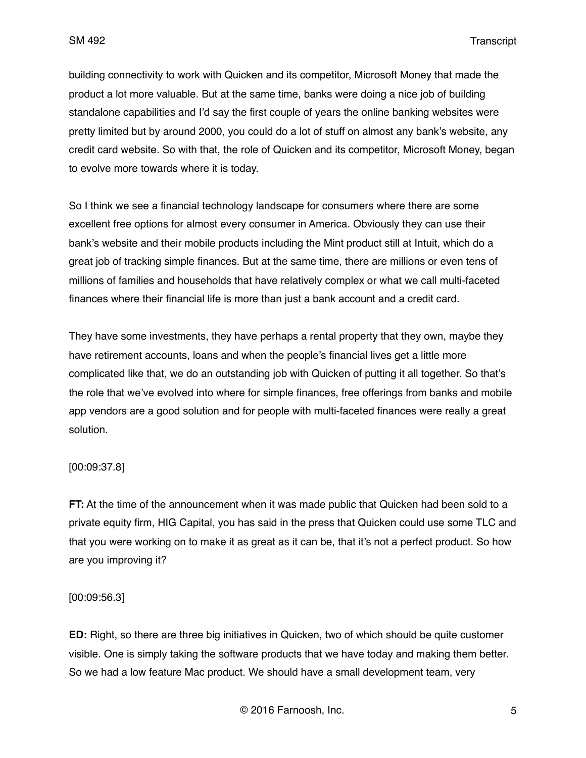building connectivity to work with Quicken and its competitor, Microsoft Money that made the product a lot more valuable. But at the same time, banks were doing a nice job of building standalone capabilities and I'd say the first couple of years the online banking websites were pretty limited but by around 2000, you could do a lot of stuff on almost any bank's website, any credit card website. So with that, the role of Quicken and its competitor, Microsoft Money, began to evolve more towards where it is today.

So I think we see a financial technology landscape for consumers where there are some excellent free options for almost every consumer in America. Obviously they can use their bank's website and their mobile products including the Mint product still at Intuit, which do a great job of tracking simple finances. But at the same time, there are millions or even tens of millions of families and households that have relatively complex or what we call multi-faceted finances where their financial life is more than just a bank account and a credit card.

They have some investments, they have perhaps a rental property that they own, maybe they have retirement accounts, loans and when the people's financial lives get a little more complicated like that, we do an outstanding job with Quicken of putting it all together. So that's the role that we've evolved into where for simple finances, free offerings from banks and mobile app vendors are a good solution and for people with multi-faceted finances were really a great solution.

[00:09:37.8]

**FT:** At the time of the announcement when it was made public that Quicken had been sold to a private equity firm, HIG Capital, you has said in the press that Quicken could use some TLC and that you were working on to make it as great as it can be, that it's not a perfect product. So how are you improving it?

[00:09:56.3]

**ED:** Right, so there are three big initiatives in Quicken, two of which should be quite customer visible. One is simply taking the software products that we have today and making them better. So we had a low feature Mac product. We should have a small development team, very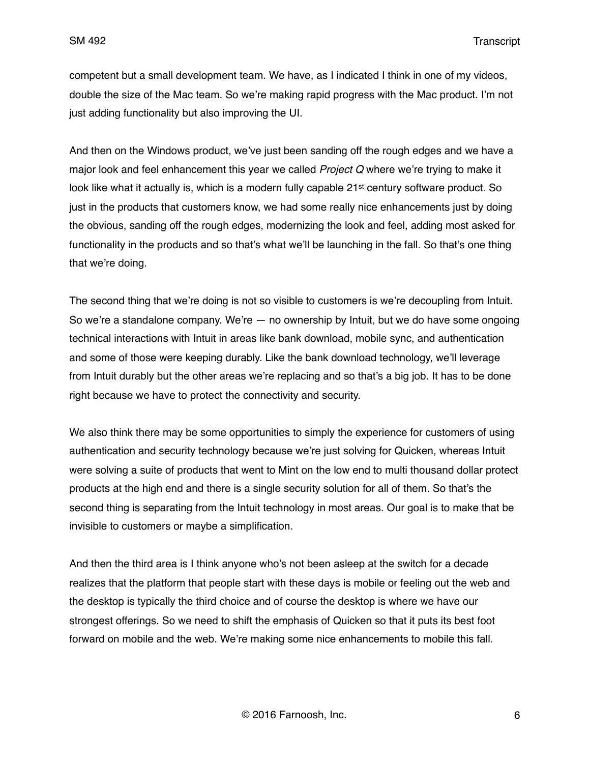competent but a small development team. We have, as I indicated I think in one of my videos, double the size of the Mac team. So we're making rapid progress with the Mac product. I'm not just adding functionality but also improving the UI.

And then on the Windows product, we've just been sanding off the rough edges and we have a major look and feel enhancement this year we called *Project Q* where we're trying to make it look like what it actually is, which is a modern fully capable 21st century software product. So just in the products that customers know, we had some really nice enhancements just by doing the obvious, sanding off the rough edges, modernizing the look and feel, adding most asked for functionality in the products and so that's what we'll be launching in the fall. So that's one thing that we're doing.

The second thing that we're doing is not so visible to customers is we're decoupling from Intuit. So we're a standalone company. We're — no ownership by Intuit, but we do have some ongoing technical interactions with Intuit in areas like bank download, mobile sync, and authentication and some of those were keeping durably. Like the bank download technology, we'll leverage from Intuit durably but the other areas we're replacing and so that's a big job. It has to be done right because we have to protect the connectivity and security.

We also think there may be some opportunities to simply the experience for customers of using authentication and security technology because we're just solving for Quicken, whereas Intuit were solving a suite of products that went to Mint on the low end to multi thousand dollar protect products at the high end and there is a single security solution for all of them. So that's the second thing is separating from the Intuit technology in most areas. Our goal is to make that be invisible to customers or maybe a simplification.

And then the third area is I think anyone who's not been asleep at the switch for a decade realizes that the platform that people start with these days is mobile or feeling out the web and the desktop is typically the third choice and of course the desktop is where we have our strongest offerings. So we need to shift the emphasis of Quicken so that it puts its best foot forward on mobile and the web. We're making some nice enhancements to mobile this fall.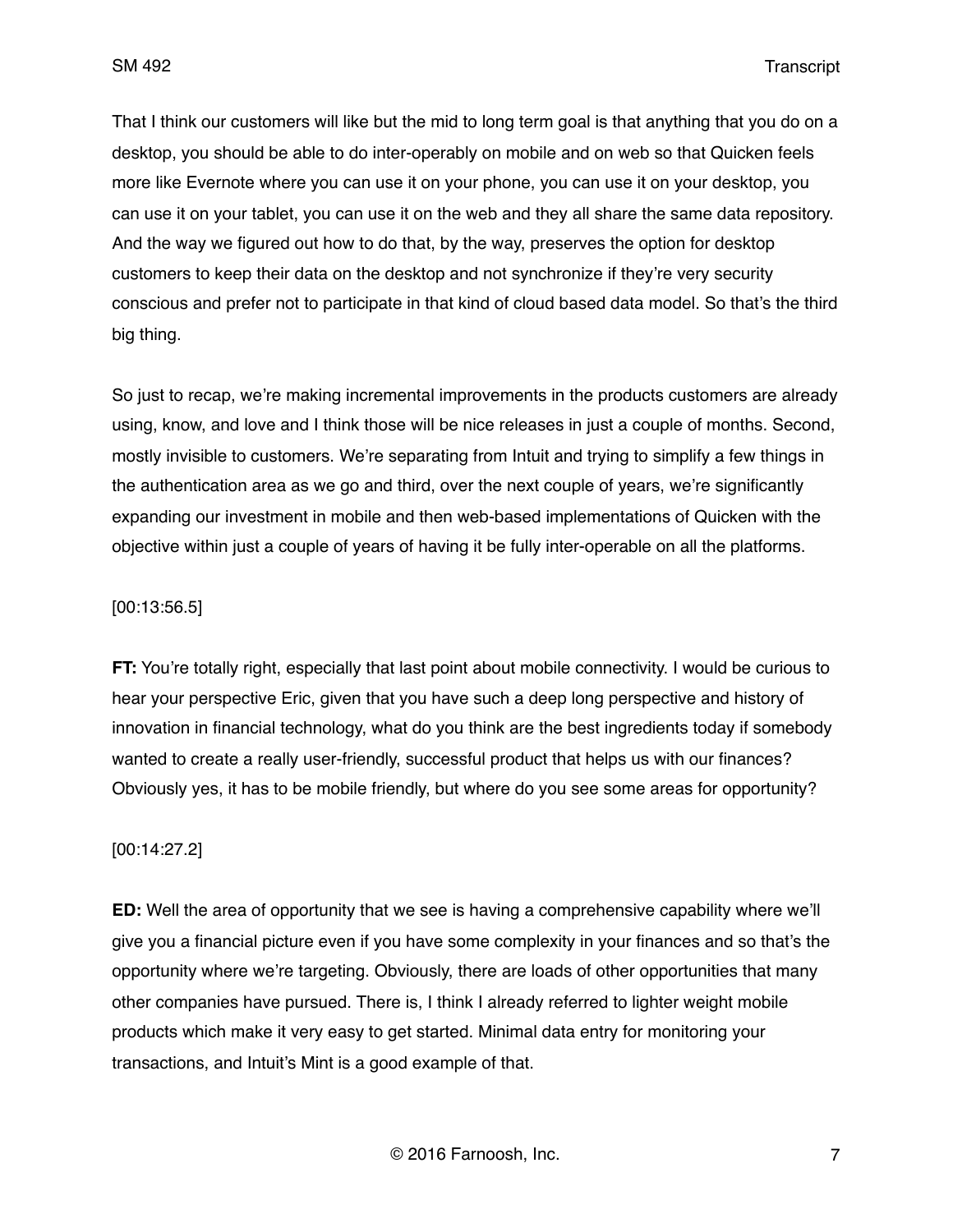That I think our customers will like but the mid to long term goal is that anything that you do on a desktop, you should be able to do inter-operably on mobile and on web so that Quicken feels more like Evernote where you can use it on your phone, you can use it on your desktop, you can use it on your tablet, you can use it on the web and they all share the same data repository. And the way we figured out how to do that, by the way, preserves the option for desktop customers to keep their data on the desktop and not synchronize if they're very security conscious and prefer not to participate in that kind of cloud based data model. So that's the third big thing.

So just to recap, we're making incremental improvements in the products customers are already using, know, and love and I think those will be nice releases in just a couple of months. Second, mostly invisible to customers. We're separating from Intuit and trying to simplify a few things in the authentication area as we go and third, over the next couple of years, we're significantly expanding our investment in mobile and then web-based implementations of Quicken with the objective within just a couple of years of having it be fully inter-operable on all the platforms.

[00:13:56.5]

**FT:** You're totally right, especially that last point about mobile connectivity. I would be curious to hear your perspective Eric, given that you have such a deep long perspective and history of innovation in financial technology, what do you think are the best ingredients today if somebody wanted to create a really user-friendly, successful product that helps us with our finances? Obviously yes, it has to be mobile friendly, but where do you see some areas for opportunity?

[00:14:27.2]

**ED:** Well the area of opportunity that we see is having a comprehensive capability where we'll give you a financial picture even if you have some complexity in your finances and so that's the opportunity where we're targeting. Obviously, there are loads of other opportunities that many other companies have pursued. There is, I think I already referred to lighter weight mobile products which make it very easy to get started. Minimal data entry for monitoring your transactions, and Intuit's Mint is a good example of that.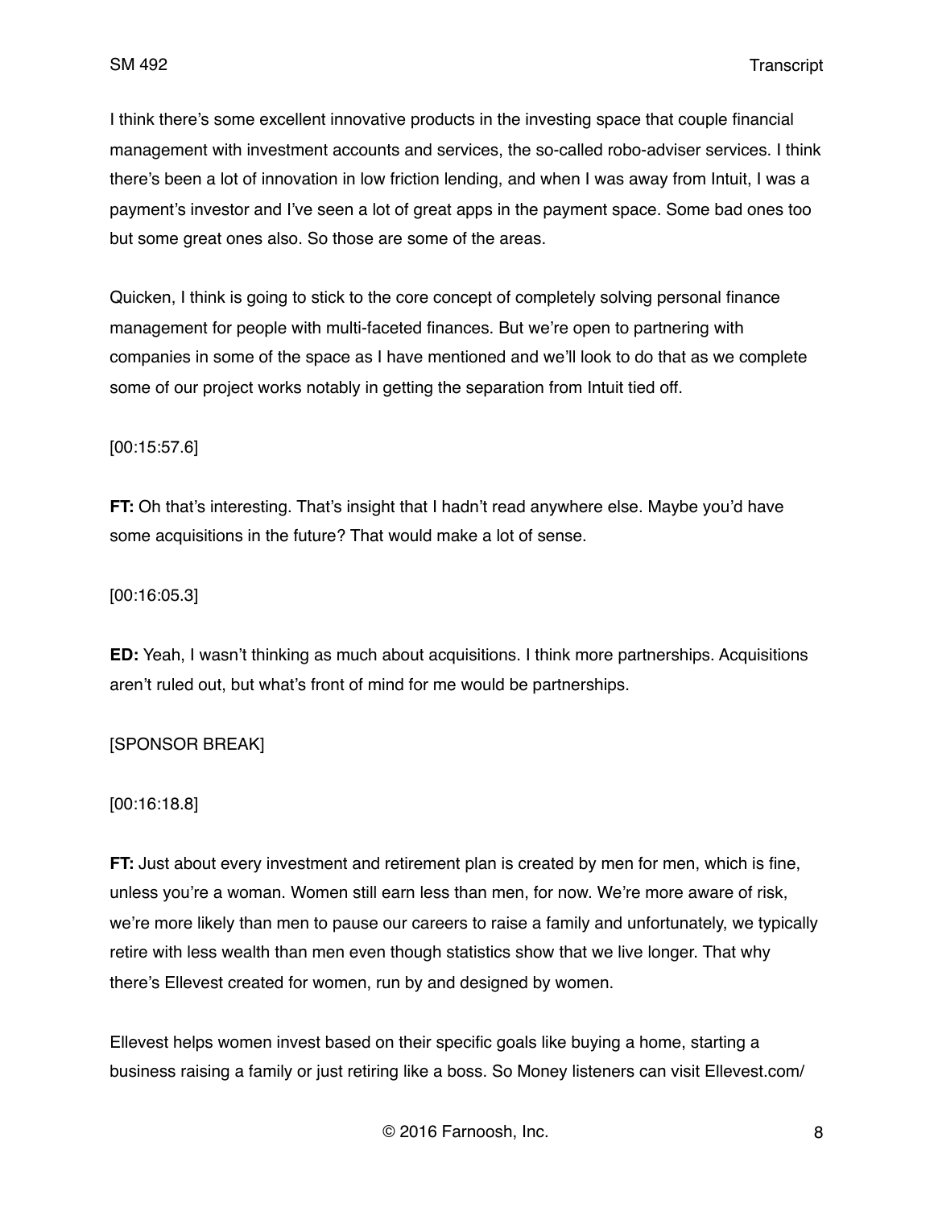I think there's some excellent innovative products in the investing space that couple financial management with investment accounts and services, the so-called robo-adviser services. I think there's been a lot of innovation in low friction lending, and when I was away from Intuit, I was a payment's investor and I've seen a lot of great apps in the payment space. Some bad ones too but some great ones also. So those are some of the areas.

Quicken, I think is going to stick to the core concept of completely solving personal finance management for people with multi-faceted finances. But we're open to partnering with companies in some of the space as I have mentioned and we'll look to do that as we complete some of our project works notably in getting the separation from Intuit tied off.

[00:15:57.6]

**FT:** Oh that's interesting. That's insight that I hadn't read anywhere else. Maybe you'd have some acquisitions in the future? That would make a lot of sense.

[00:16:05.3]

**ED:** Yeah, I wasn't thinking as much about acquisitions. I think more partnerships. Acquisitions aren't ruled out, but what's front of mind for me would be partnerships.

[SPONSOR BREAK]

[00:16:18.8]

**FT:** Just about every investment and retirement plan is created by men for men, which is fine, unless you're a woman. Women still earn less than men, for now. We're more aware of risk, we're more likely than men to pause our careers to raise a family and unfortunately, we typically retire with less wealth than men even though statistics show that we live longer. That why there's Ellevest created for women, run by and designed by women.

Ellevest helps women invest based on their specific goals like buying a home, starting a business raising a family or just retiring like a boss. So Money listeners can visit Ellevest.com/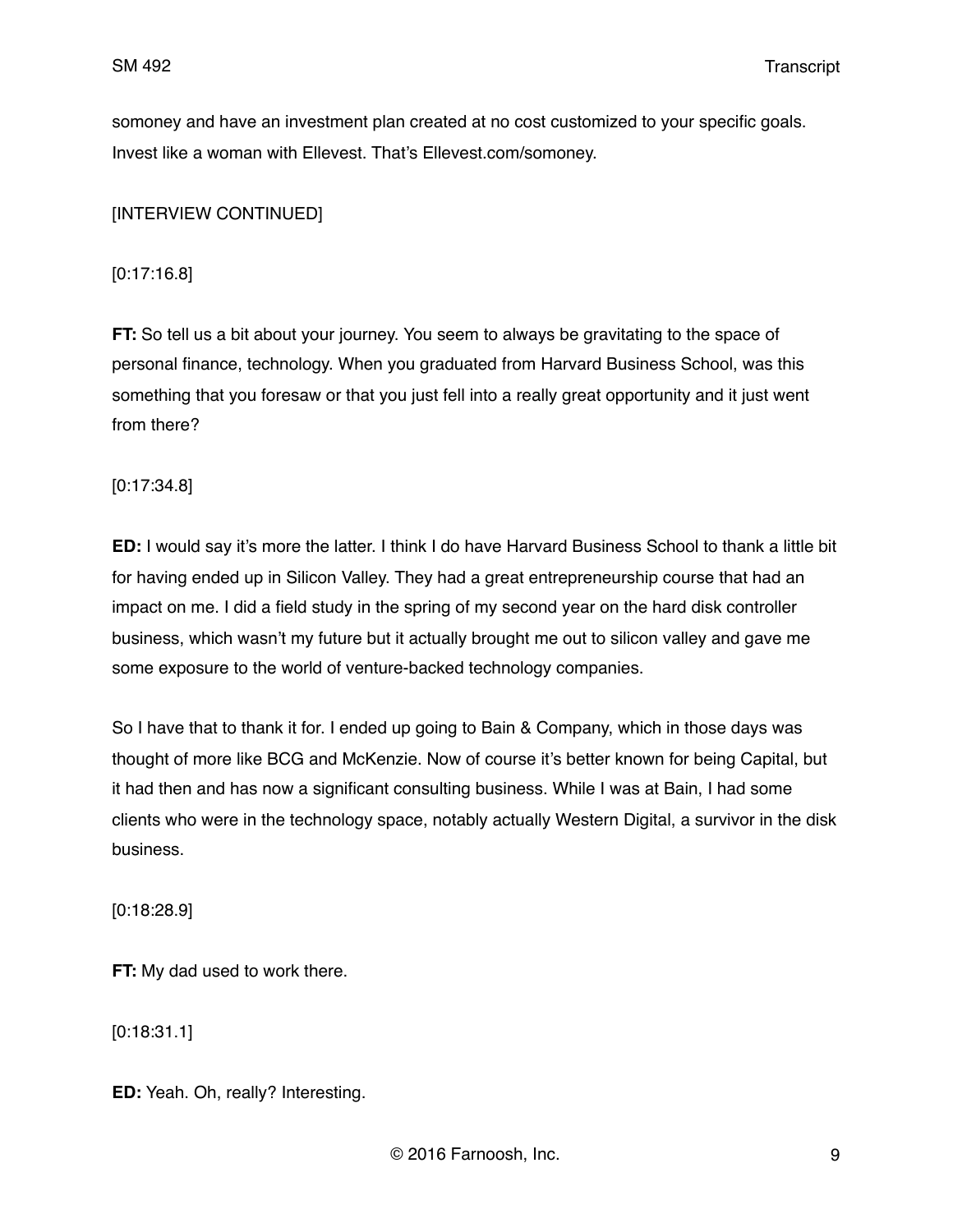somoney and have an investment plan created at no cost customized to your specific goals. Invest like a woman with Ellevest. That's Ellevest.com/somoney.

[INTERVIEW CONTINUED]

[0:17:16.8]

**FT:** So tell us a bit about your journey. You seem to always be gravitating to the space of personal finance, technology. When you graduated from Harvard Business School, was this something that you foresaw or that you just fell into a really great opportunity and it just went from there?

[0:17:34.8]

**ED:** I would say it's more the latter. I think I do have Harvard Business School to thank a little bit for having ended up in Silicon Valley. They had a great entrepreneurship course that had an impact on me. I did a field study in the spring of my second year on the hard disk controller business, which wasn't my future but it actually brought me out to silicon valley and gave me some exposure to the world of venture-backed technology companies.

So I have that to thank it for. I ended up going to Bain & Company, which in those days was thought of more like BCG and McKenzie. Now of course it's better known for being Capital, but it had then and has now a significant consulting business. While I was at Bain, I had some clients who were in the technology space, notably actually Western Digital, a survivor in the disk business.

[0:18:28.9]

**FT:** My dad used to work there.

[0:18:31.1]

**ED:** Yeah. Oh, really? Interesting.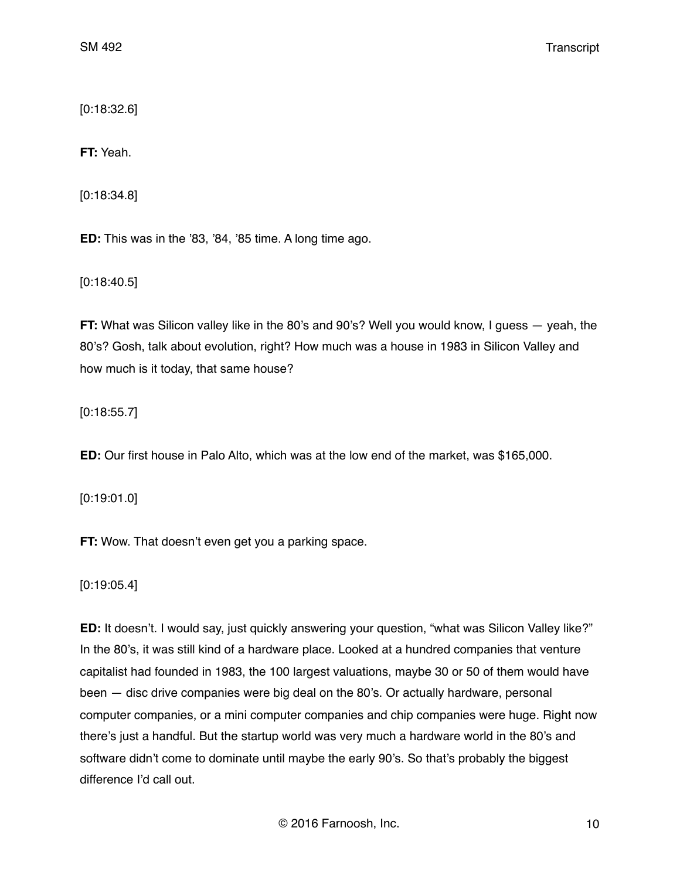[0:18:32.6]

**FT:** Yeah.

[0:18:34.8]

**ED:** This was in the ’83, ’84, ’85 time. A long time ago.

[0:18:40.5]

**FT:** What was Silicon valley like in the 80’s and 90’s? Well you would know, I guess — yeah, the 80’s? Gosh, talk about evolution, right? How much was a house in 1983 in Silicon Valley and how much is it today, that same house?

[0:18:55.7]

**ED:** Our first house in Palo Alto, which was at the low end of the market, was $165,000.

[0:19:01.0]

**FT:** Wow. That doesn’t even get you a parking space.

[0:19:05.4]

**ED:** It doesn’t. I would say, just quickly answering your question, “what was Silicon Valley like?” In the 80’s, it was still kind of a hardware place. Looked at a hundred companies that venture capitalist had founded in 1983, the 100 largest valuations, maybe 30 or 50 of them would have been — disc drive companies were big deal on the 80’s. Or actually hardware, personal computer companies, or a mini computer companies and chip companies were huge. Right now there’s just a handful. But the startup world was very much a hardware world in the 80’s and software didn’t come to dominate until maybe the early 90’s. So that’s probably the biggest difference I’d call out.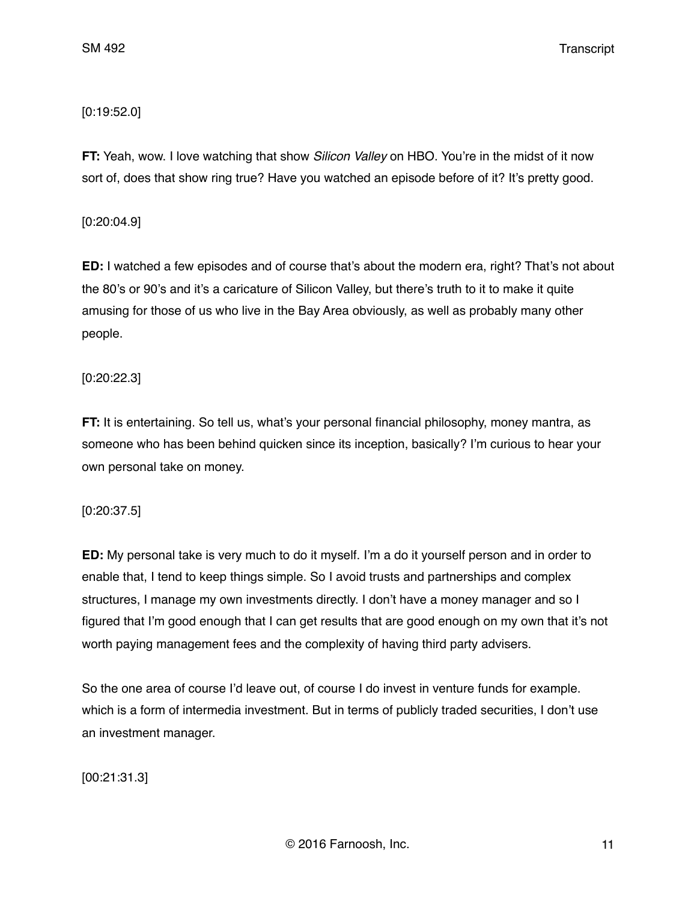[0:19:52.0]

**FT:** Yeah, wow. I love watching that show *Silicon Valley* on HBO. You're in the midst of it now sort of, does that show ring true? Have you watched an episode before of it? It's pretty good.

[0:20:04.9]

**ED:** I watched a few episodes and of course that's about the modern era, right? That's not about the 80's or 90's and it's a caricature of Silicon Valley, but there's truth to it to make it quite amusing for those of us who live in the Bay Area obviously, as well as probably many other people.

[0:20:22.3]

**FT:** It is entertaining. So tell us, what's your personal financial philosophy, money mantra, as someone who has been behind quicken since its inception, basically? I'm curious to hear your own personal take on money.

[0:20:37.5]

**ED:** My personal take is very much to do it myself. I'm a do it yourself person and in order to enable that, I tend to keep things simple. So I avoid trusts and partnerships and complex structures, I manage my own investments directly. I don't have a money manager and so I figured that I'm good enough that I can get results that are good enough on my own that it's not worth paying management fees and the complexity of having third party advisers.

So the one area of course I'd leave out, of course I do invest in venture funds for example. which is a form of intermedia investment. But in terms of publicly traded securities, I don't use an investment manager.

[00:21:31.3]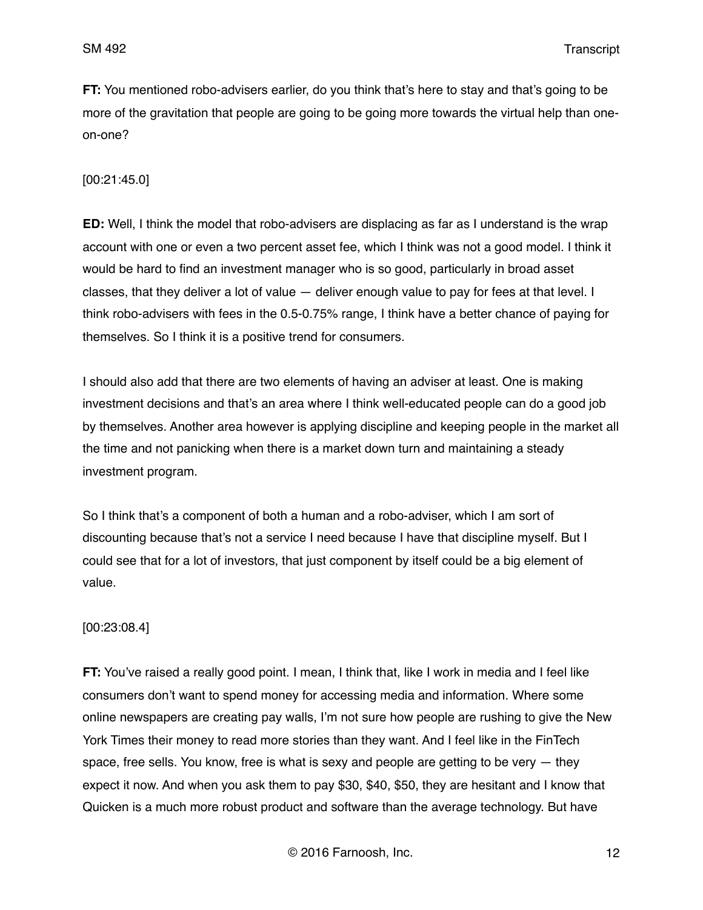**FT:** You mentioned robo-advisers earlier, do you think that's here to stay and that's going to be more of the gravitation that people are going to be going more towards the virtual help than one-on-one?

[00:21:45.0]

**ED:** Well, I think the model that robo-advisers are displacing as far as I understand is the wrap account with one or even a two percent asset fee, which I think was not a good model. I think it would be hard to find an investment manager who is so good, particularly in broad asset classes, that they deliver a lot of value — deliver enough value to pay for fees at that level. I think robo-advisers with fees in the 0.5-0.75% range, I think have a better chance of paying for themselves. So I think it is a positive trend for consumers.

I should also add that there are two elements of having an adviser at least. One is making investment decisions and that's an area where I think well-educated people can do a good job by themselves. Another area however is applying discipline and keeping people in the market all the time and not panicking when there is a market down turn and maintaining a steady investment program.

So I think that's a component of both a human and a robo-adviser, which I am sort of discounting because that's not a service I need because I have that discipline myself. But I could see that for a lot of investors, that just component by itself could be a big element of value.

[00:23:08.4]

**FT:** You've raised a really good point. I mean, I think that, like I work in media and I feel like consumers don't want to spend money for accessing media and information. Where some online newspapers are creating pay walls, I'm not sure how people are rushing to give the New York Times their money to read more stories than they want. And I feel like in the FinTech space, free sells. You know, free is what is sexy and people are getting to be very — they expect it now. And when you ask them to pay $30, $40, $50, they are hesitant and I know that Quicken is a much more robust product and software than the average technology. But have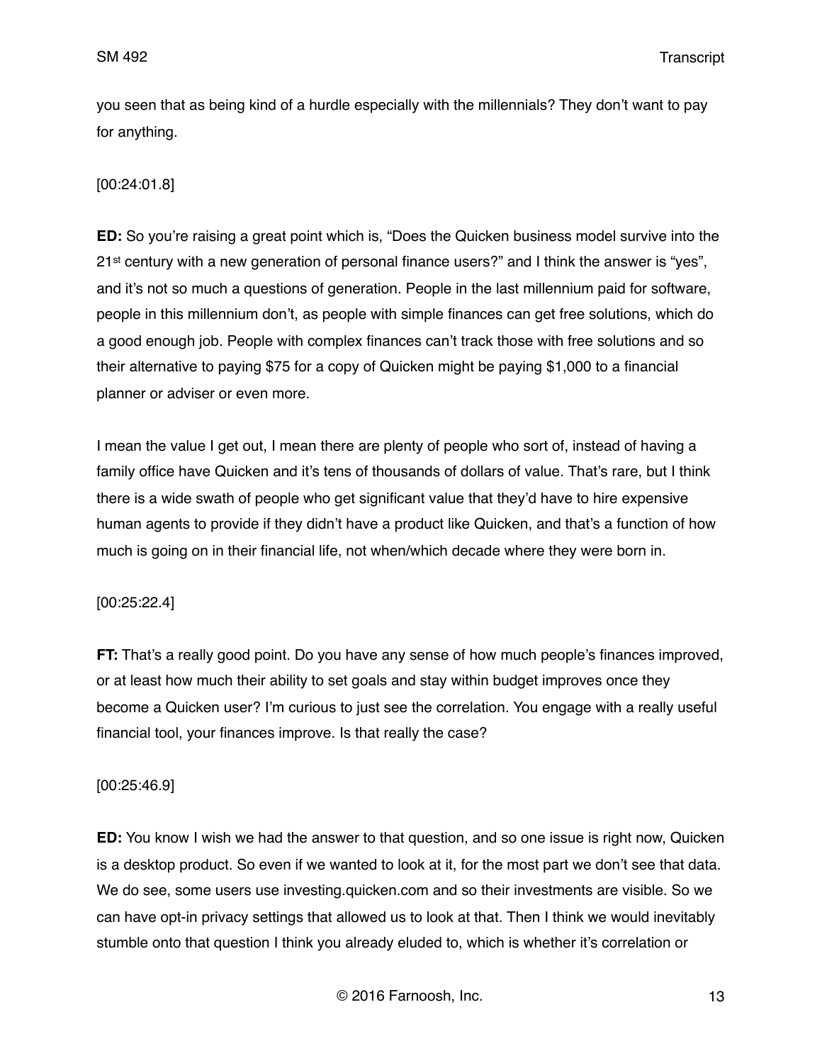you seen that as being kind of a hurdle especially with the millennials? They don't want to pay for anything.

[00:24:01.8]

**ED:** So you're raising a great point which is, "Does the Quicken business model survive into the 21st century with a new generation of personal finance users?" and I think the answer is "yes", and it's not so much a questions of generation. People in the last millennium paid for software, people in this millennium don't, as people with simple finances can get free solutions, which do a good enough job. People with complex finances can't track those with free solutions and so their alternative to paying $75 for a copy of Quicken might be paying $1,000 to a financial planner or adviser or even more.

I mean the value I get out, I mean there are plenty of people who sort of, instead of having a family office have Quicken and it's tens of thousands of dollars of value. That's rare, but I think there is a wide swath of people who get significant value that they'd have to hire expensive human agents to provide if they didn't have a product like Quicken, and that's a function of how much is going on in their financial life, not when/which decade where they were born in.

[00:25:22.4]

**FT:** That's a really good point. Do you have any sense of how much people's finances improved, or at least how much their ability to set goals and stay within budget improves once they become a Quicken user? I'm curious to just see the correlation. You engage with a really useful financial tool, your finances improve. Is that really the case?

[00:25:46.9]

**ED:** You know I wish we had the answer to that question, and so one issue is right now, Quicken is a desktop product. So even if we wanted to look at it, for the most part we don't see that data. We do see, some users use investing.quicken.com and so their investments are visible. So we can have opt-in privacy settings that allowed us to look at that. Then I think we would inevitably stumble onto that question I think you already eluded to, which is whether it's correlation or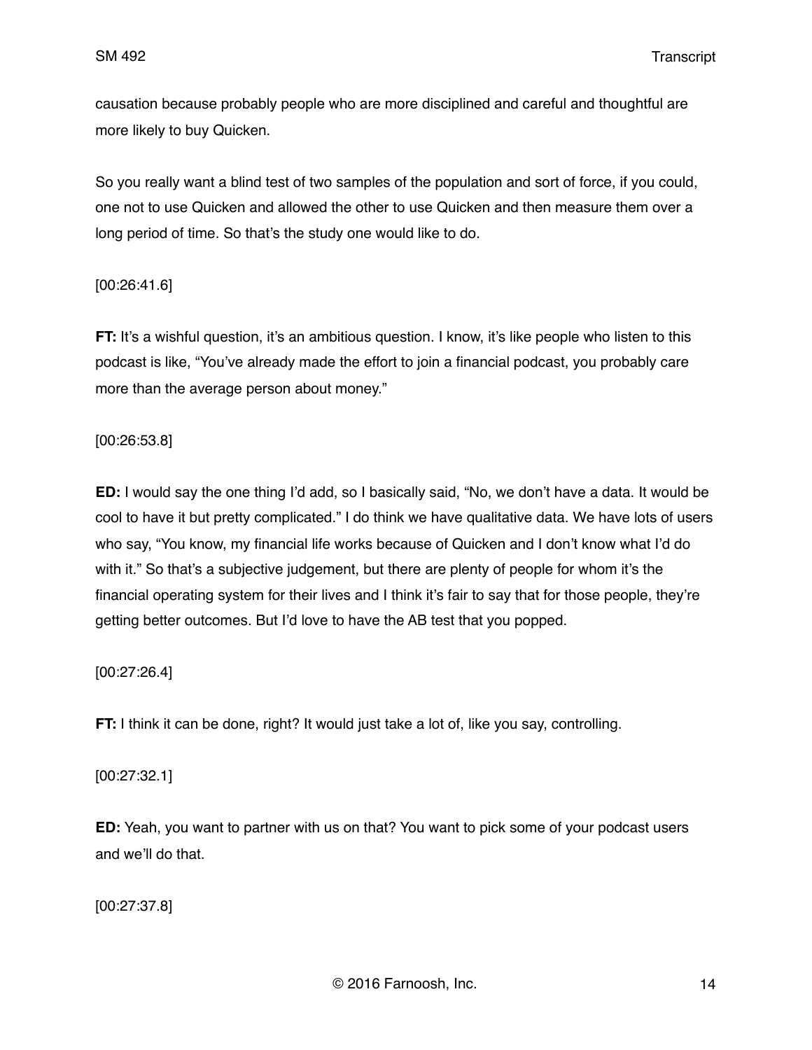causation because probably people who are more disciplined and careful and thoughtful are more likely to buy Quicken.

So you really want a blind test of two samples of the population and sort of force, if you could, one not to use Quicken and allowed the other to use Quicken and then measure them over a long period of time. So that's the study one would like to do.

[00:26:41.6]

**FT:** It's a wishful question, it's an ambitious question. I know, it's like people who listen to this podcast is like, "You've already made the effort to join a financial podcast, you probably care more than the average person about money."

[00:26:53.8]

**ED:** I would say the one thing I'd add, so I basically said, "No, we don't have a data. It would be cool to have it but pretty complicated." I do think we have qualitative data. We have lots of users who say, "You know, my financial life works because of Quicken and I don't know what I'd do with it." So that's a subjective judgement, but there are plenty of people for whom it's the financial operating system for their lives and I think it's fair to say that for those people, they're getting better outcomes. But I'd love to have the AB test that you popped.

[00:27:26.4]

**FT:** I think it can be done, right? It would just take a lot of, like you say, controlling.

[00:27:32.1]

**ED:** Yeah, you want to partner with us on that? You want to pick some of your podcast users and we'll do that.

[00:27:37.8]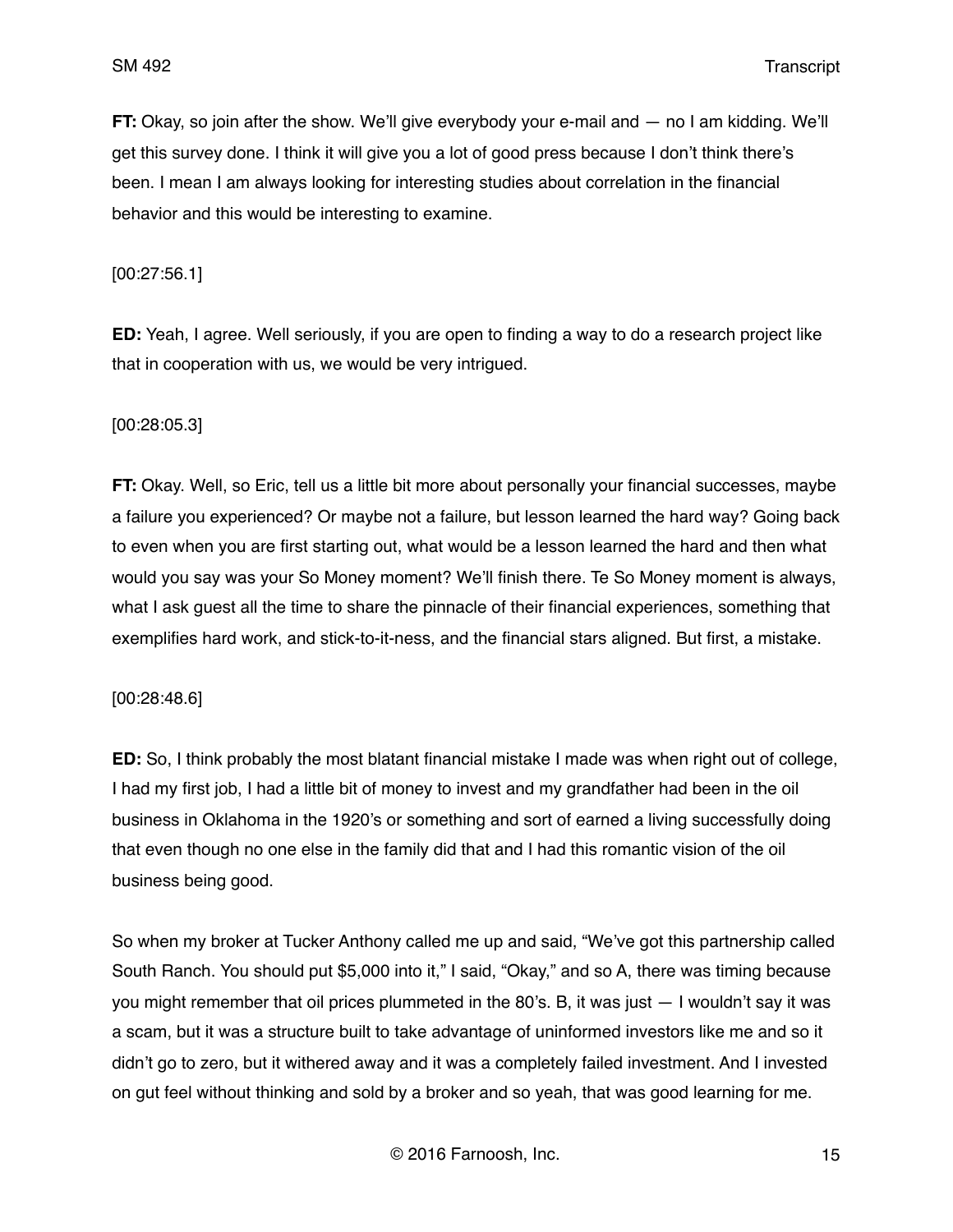**FT:** Okay, so join after the show. We'll give everybody your e-mail and — no I am kidding. We'll get this survey done. I think it will give you a lot of good press because I don't think there's been. I mean I am always looking for interesting studies about correlation in the financial behavior and this would be interesting to examine.

[00:27:56.1]

**ED:** Yeah, I agree. Well seriously, if you are open to finding a way to do a research project like that in cooperation with us, we would be very intrigued.

[00:28:05.3]

**FT:** Okay. Well, so Eric, tell us a little bit more about personally your financial successes, maybe a failure you experienced? Or maybe not a failure, but lesson learned the hard way? Going back to even when you are first starting out, what would be a lesson learned the hard and then what would you say was your So Money moment? We'll finish there. Te So Money moment is always, what I ask guest all the time to share the pinnacle of their financial experiences, something that exemplifies hard work, and stick-to-it-ness, and the financial stars aligned. But first, a mistake.

[00:28:48.6]

**ED:** So, I think probably the most blatant financial mistake I made was when right out of college, I had my first job, I had a little bit of money to invest and my grandfather had been in the oil business in Oklahoma in the 1920's or something and sort of earned a living successfully doing that even though no one else in the family did that and I had this romantic vision of the oil business being good.

So when my broker at Tucker Anthony called me up and said, "We've got this partnership called South Ranch. You should put $5,000 into it," I said, "Okay," and so A, there was timing because you might remember that oil prices plummeted in the 80's. B, it was just — I wouldn't say it was a scam, but it was a structure built to take advantage of uninformed investors like me and so it didn't go to zero, but it withered away and it was a completely failed investment. And I invested on gut feel without thinking and sold by a broker and so yeah, that was good learning for me.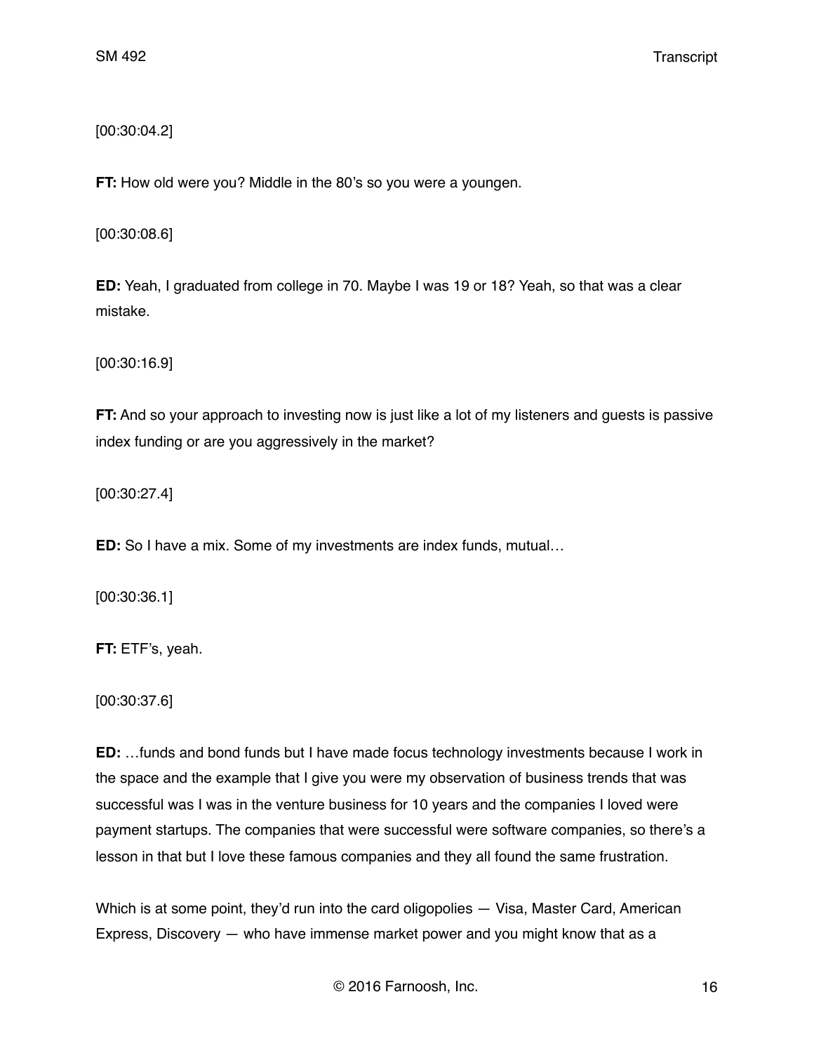[00:30:04.2]

**FT:** How old were you? Middle in the 80's so you were a youngen.

[00:30:08.6]

**ED:** Yeah, I graduated from college in 70. Maybe I was 19 or 18? Yeah, so that was a clear mistake.

[00:30:16.9]

**FT:** And so your approach to investing now is just like a lot of my listeners and guests is passive index funding or are you aggressively in the market?

[00:30:27.4]

**ED:** So I have a mix. Some of my investments are index funds, mutual…

[00:30:36.1]

**FT:** ETF's, yeah.

[00:30:37.6]

**ED:** …funds and bond funds but I have made focus technology investments because I work in the space and the example that I give you were my observation of business trends that was successful was I was in the venture business for 10 years and the companies I loved were payment startups. The companies that were successful were software companies, so there's a lesson in that but I love these famous companies and they all found the same frustration.

Which is at some point, they'd run into the card oligopolies — Visa, Master Card, American Express, Discovery — who have immense market power and you might know that as a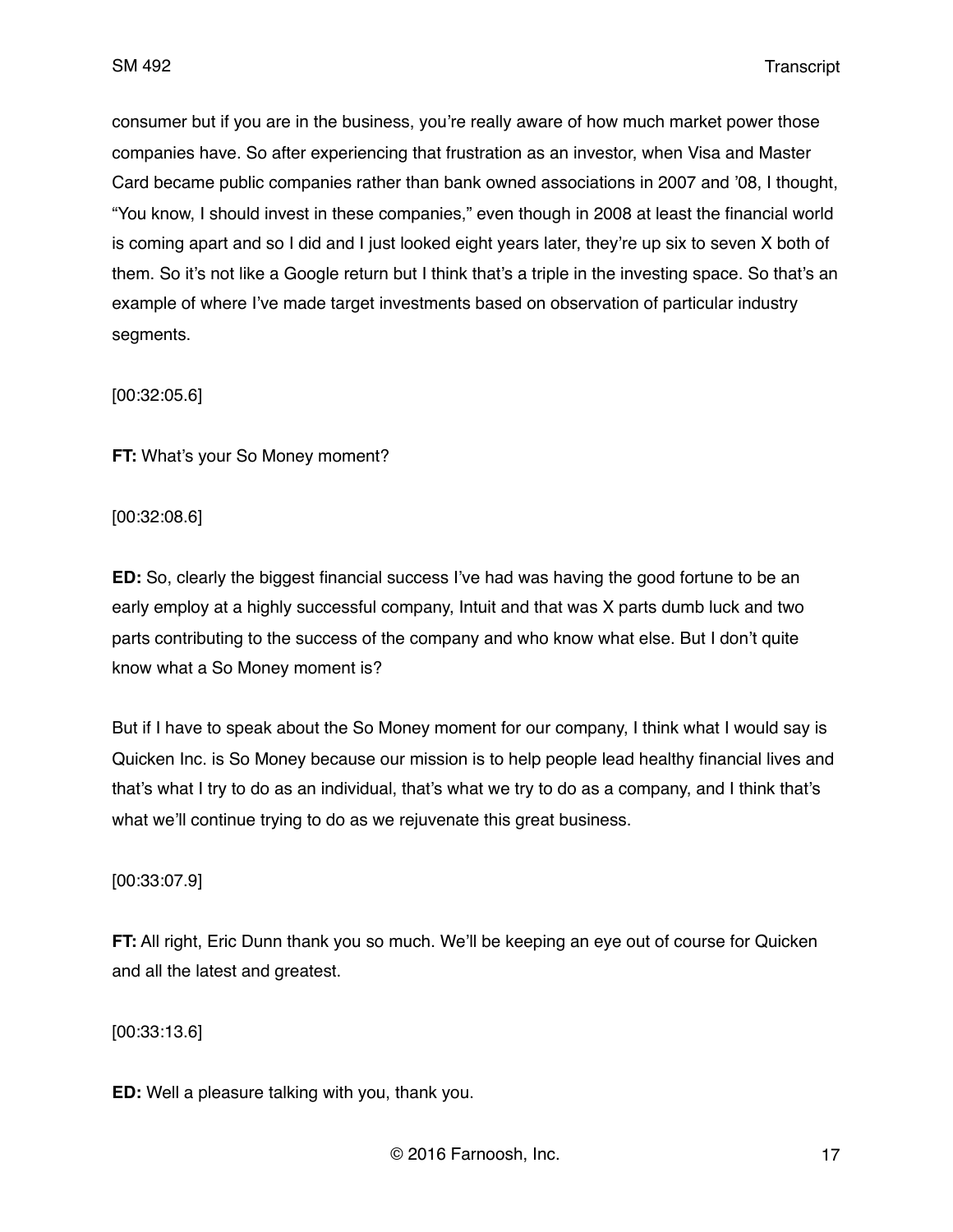consumer but if you are in the business, you're really aware of how much market power those companies have. So after experiencing that frustration as an investor, when Visa and Master Card became public companies rather than bank owned associations in 2007 and '08, I thought, "You know, I should invest in these companies," even though in 2008 at least the financial world is coming apart and so I did and I just looked eight years later, they're up six to seven X both of them. So it's not like a Google return but I think that's a triple in the investing space. So that's an example of where I've made target investments based on observation of particular industry segments.

[00:32:05.6]

**FT:** What's your So Money moment?

[00:32:08.6]

**ED:** So, clearly the biggest financial success I've had was having the good fortune to be an early employ at a highly successful company, Intuit and that was X parts dumb luck and two parts contributing to the success of the company and who know what else. But I don't quite know what a So Money moment is?

But if I have to speak about the So Money moment for our company, I think what I would say is Quicken Inc. is So Money because our mission is to help people lead healthy financial lives and that's what I try to do as an individual, that's what we try to do as a company, and I think that's what we'll continue trying to do as we rejuvenate this great business.

[00:33:07.9]

**FT:** All right, Eric Dunn thank you so much. We'll be keeping an eye out of course for Quicken and all the latest and greatest.

[00:33:13.6]

**ED:** Well a pleasure talking with you, thank you.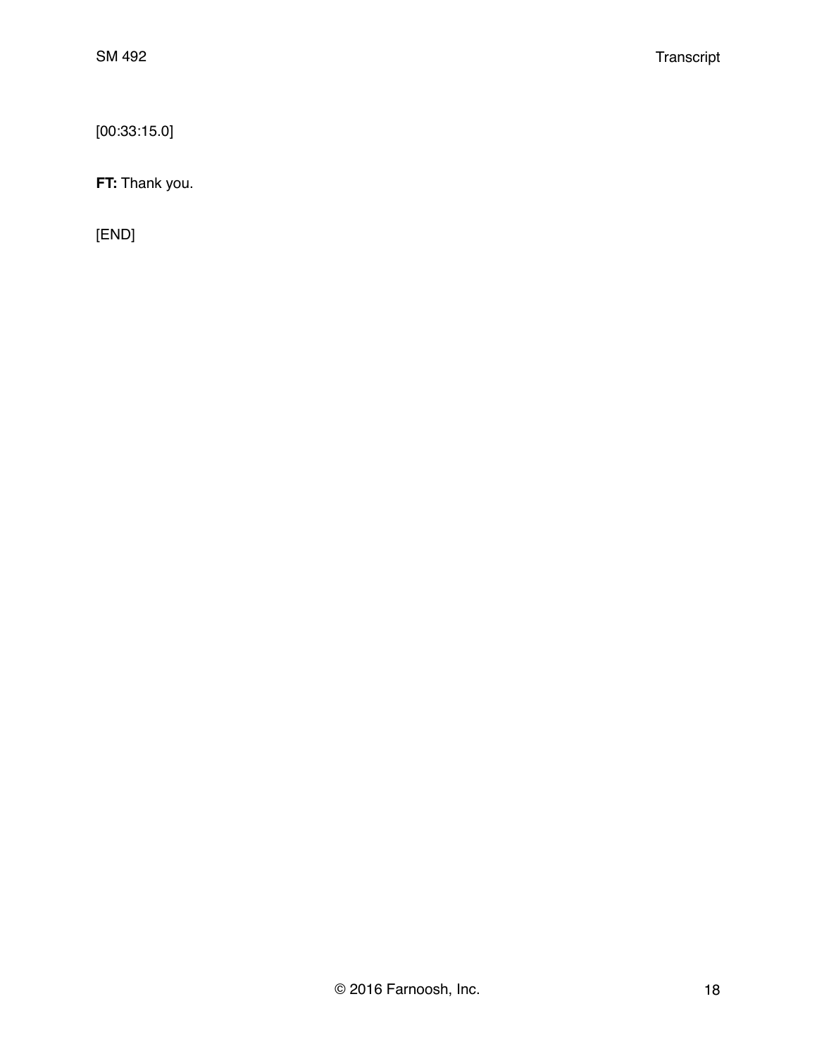[00:33:15.0]

**FT:** Thank you.

[END]